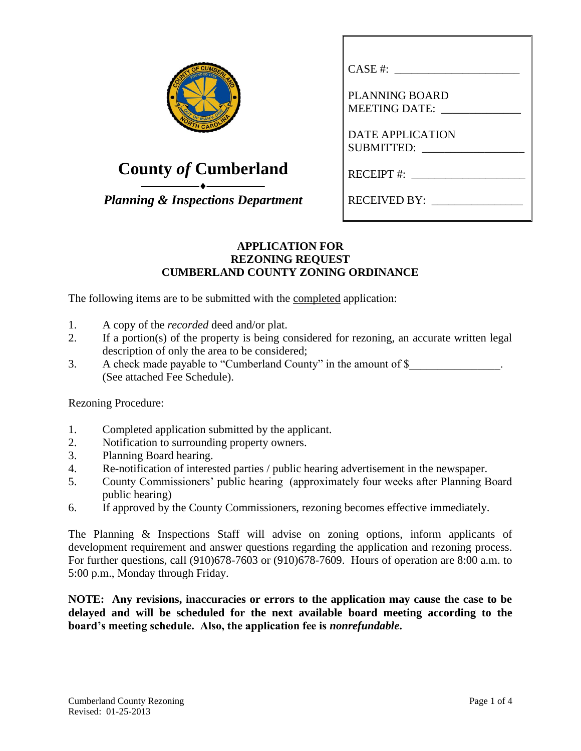# County *of* Cumberland

***Planning & Inspections Department***

CASE #: ____________________

PLANNING BOARD MEETING DATE: ____________

DATE APPLICATION SUBMITTED: ______________

RECEIPT #: ________________

RECEIVED BY: ______________

**APPLICATION FOR**
**REZONING REQUEST**
**CUMBERLAND COUNTY ZONING ORDINANCE**

The following items are to be submitted with the completed application:

1. A copy of the *recorded* deed and/or plat.
2. If a portion(s) of the property is being considered for rezoning, an accurate written legal description of only the area to be considered;
3. A check made payable to "Cumberland County" in the amount of $_______________. (See attached Fee Schedule).

Rezoning Procedure:

1. Completed application submitted by the applicant.
2. Notification to surrounding property owners.
3. Planning Board hearing.
4. Re-notification of interested parties / public hearing advertisement in the newspaper.
5. County Commissioners' public hearing (approximately four weeks after Planning Board public hearing)
6. If approved by the County Commissioners, rezoning becomes effective immediately.

The Planning & Inspections Staff will advise on zoning options, inform applicants of development requirement and answer questions regarding the application and rezoning process. For further questions, call (910)678-7603 or (910)678-7609. Hours of operation are 8:00 a.m. to 5:00 p.m., Monday through Friday.

**NOTE: Any revisions, inaccuracies or errors to the application may cause the case to be delayed and will be scheduled for the next available board meeting according to the board's meeting schedule. Also, the application fee is *nonrefundable*.**

Cumberland County Rezoning
Revised: 01-25-2013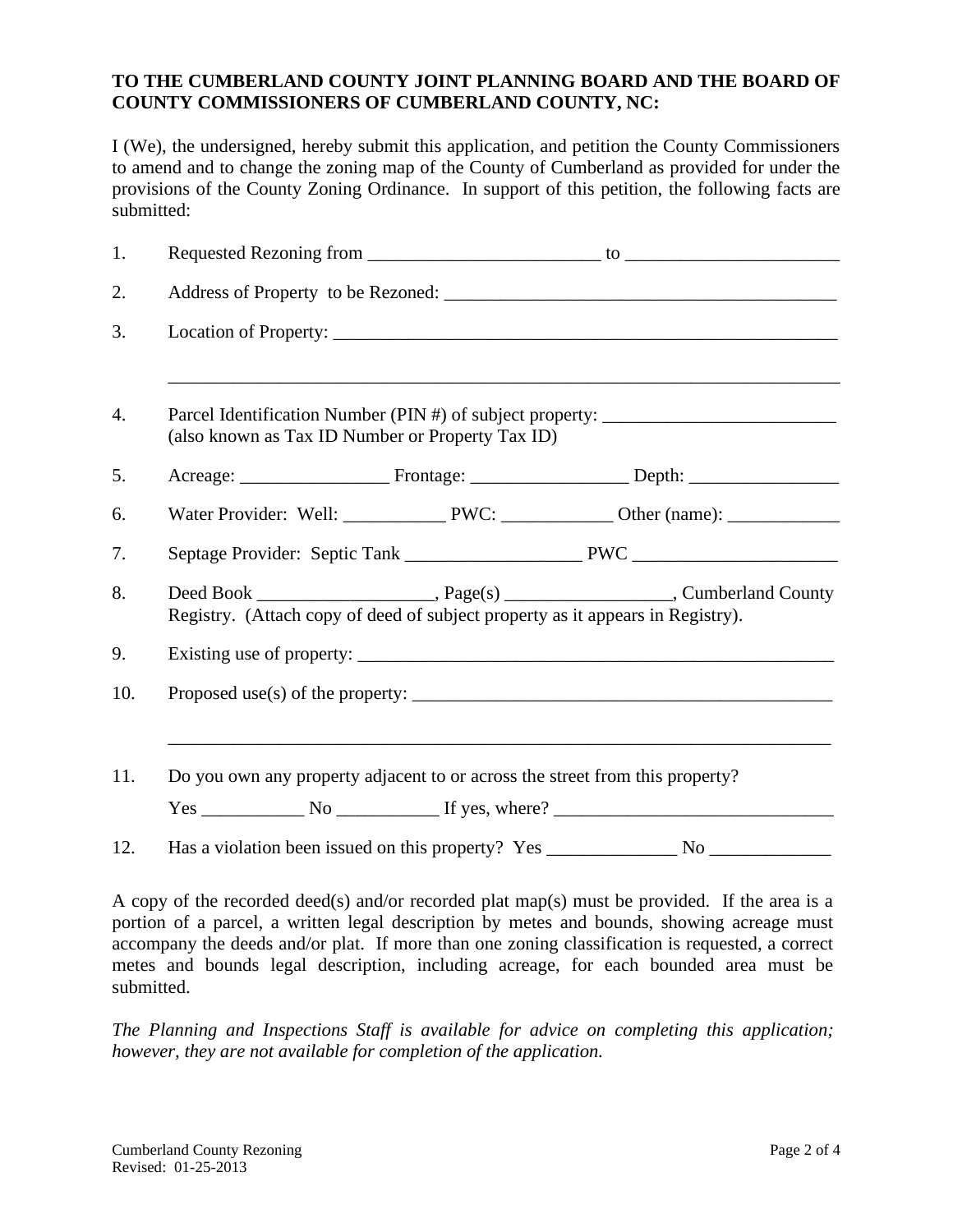**TO THE CUMBERLAND COUNTY JOINT PLANNING BOARD AND THE BOARD OF COUNTY COMMISSIONERS OF CUMBERLAND COUNTY, NC:**

I (We), the undersigned, hereby submit this application, and petition the County Commissioners to amend and to change the zoning map of the County of Cumberland as provided for under the provisions of the County Zoning Ordinance. In support of this petition, the following facts are submitted:

1. Requested Rezoning from _________________________ to _______________________

2. Address of Property to be Rezoned: ___________________________________________

3. Location of Property: ______________________________________________________

   ________________________________________________________________________

4. Parcel Identification Number (PIN #) of subject property: _________________________
   (also known as Tax ID Number or Property Tax ID)

5. Acreage: ________________ Frontage: _________________ Depth: ________________

6. Water Provider: Well: ___________ PWC: ____________ Other (name): ____________

7. Septage Provider: Septic Tank ___________________ PWC ______________________

8. Deed Book __________________, Page(s) _________________, Cumberland County Registry. (Attach copy of deed of subject property as it appears in Registry).

9. Existing use of property: ____________________________________________________

10. Proposed use(s) of the property: _____________________________________________

    _______________________________________________________________________

11. Do you own any property adjacent to or across the street from this property?

    Yes ___________ No ___________ If yes, where? ______________________________

12. Has a violation been issued on this property? Yes ______________ No _____________

A copy of the recorded deed(s) and/or recorded plat map(s) must be provided. If the area is a portion of a parcel, a written legal description by metes and bounds, showing acreage must accompany the deeds and/or plat. If more than one zoning classification is requested, a correct metes and bounds legal description, including acreage, for each bounded area must be submitted.

*The Planning and Inspections Staff is available for advice on completing this application; however, they are not available for completion of the application.*

Cumberland County Rezoning
Revised: 01-25-2013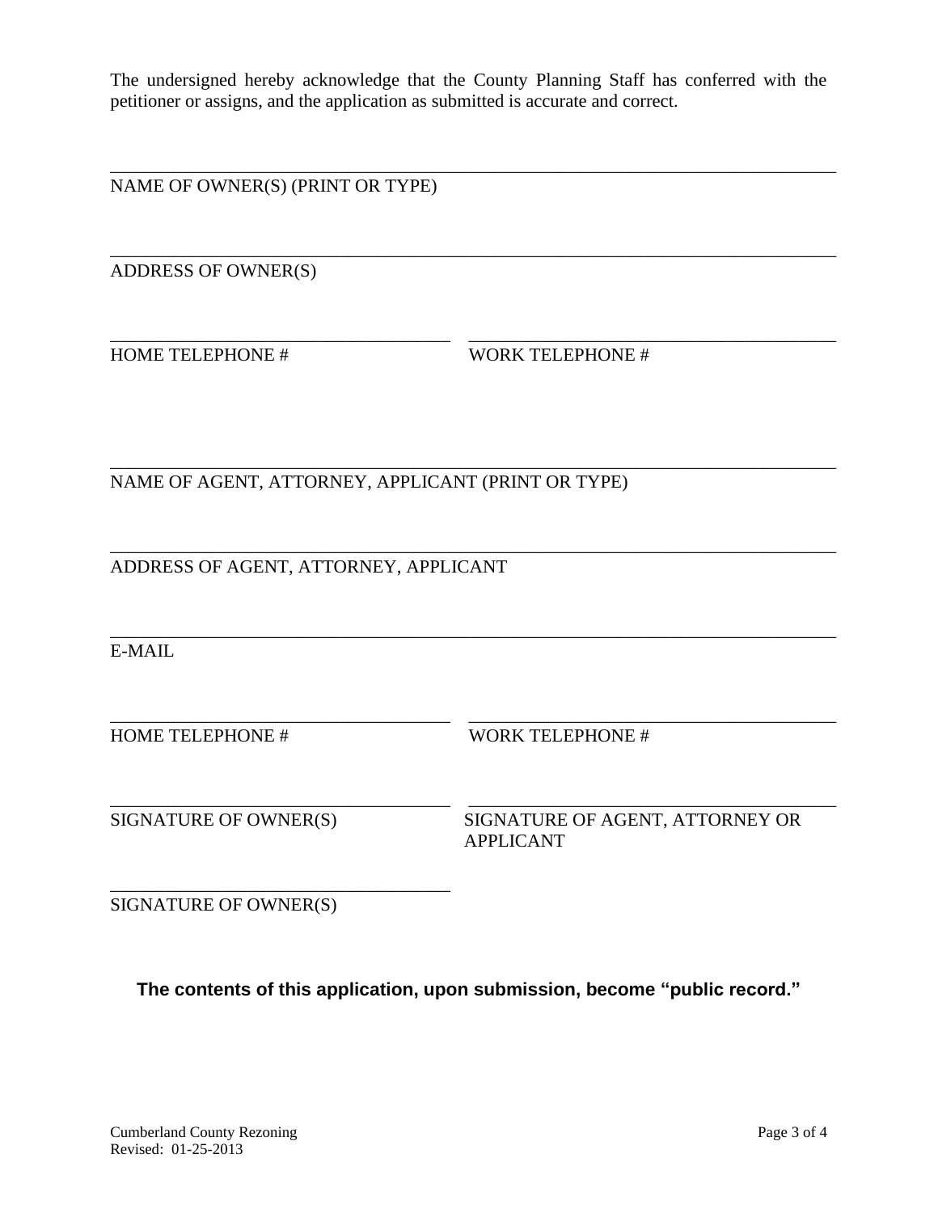The undersigned hereby acknowledge that the County Planning Staff has conferred with the petitioner or assigns, and the application as submitted is accurate and correct.

\_\_\_\_\_\_\_\_\_\_\_\_\_\_\_\_\_\_\_\_\_\_\_\_\_\_\_\_\_\_\_\_\_\_\_\_\_\_\_\_\_\_\_\_\_\_\_\_\_\_\_\_\_\_\_\_\_\_\_\_

NAME OF OWNER(S) (PRINT OR TYPE)

\_\_\_\_\_\_\_\_\_\_\_\_\_\_\_\_\_\_\_\_\_\_\_\_\_\_\_\_\_\_\_\_\_\_\_\_\_\_\_\_\_\_\_\_\_\_\_\_\_\_\_\_\_\_\_\_\_\_\_\_

ADDRESS OF OWNER(S)

\_\_\_\_\_\_\_\_\_\_\_\_\_\_\_\_\_\_\_\_\_\_\_\_\_\_\_\_ \_\_\_\_\_\_\_\_\_\_\_\_\_\_\_\_\_\_\_\_\_\_\_\_\_\_\_\_

HOME TELEPHONE # WORK TELEPHONE #

\_\_\_\_\_\_\_\_\_\_\_\_\_\_\_\_\_\_\_\_\_\_\_\_\_\_\_\_\_\_\_\_\_\_\_\_\_\_\_\_\_\_\_\_\_\_\_\_\_\_\_\_\_\_\_\_\_\_\_\_

NAME OF AGENT, ATTORNEY, APPLICANT (PRINT OR TYPE)

\_\_\_\_\_\_\_\_\_\_\_\_\_\_\_\_\_\_\_\_\_\_\_\_\_\_\_\_\_\_\_\_\_\_\_\_\_\_\_\_\_\_\_\_\_\_\_\_\_\_\_\_\_\_\_\_\_\_\_\_

ADDRESS OF AGENT, ATTORNEY, APPLICANT

\_\_\_\_\_\_\_\_\_\_\_\_\_\_\_\_\_\_\_\_\_\_\_\_\_\_\_\_\_\_\_\_\_\_\_\_\_\_\_\_\_\_\_\_\_\_\_\_\_\_\_\_\_\_\_\_\_\_\_\_

E-MAIL

\_\_\_\_\_\_\_\_\_\_\_\_\_\_\_\_\_\_\_\_\_\_\_\_\_\_\_\_ \_\_\_\_\_\_\_\_\_\_\_\_\_\_\_\_\_\_\_\_\_\_\_\_\_\_\_\_

HOME TELEPHONE # WORK TELEPHONE #

\_\_\_\_\_\_\_\_\_\_\_\_\_\_\_\_\_\_\_\_\_\_\_\_\_\_\_\_ \_\_\_\_\_\_\_\_\_\_\_\_\_\_\_\_\_\_\_\_\_\_\_\_\_\_\_\_

SIGNATURE OF OWNER(S) SIGNATURE OF AGENT, ATTORNEY OR APPLICANT

\_\_\_\_\_\_\_\_\_\_\_\_\_\_\_\_\_\_\_\_\_\_\_\_\_\_\_\_

SIGNATURE OF OWNER(S)

**The contents of this application, upon submission, become "public record."**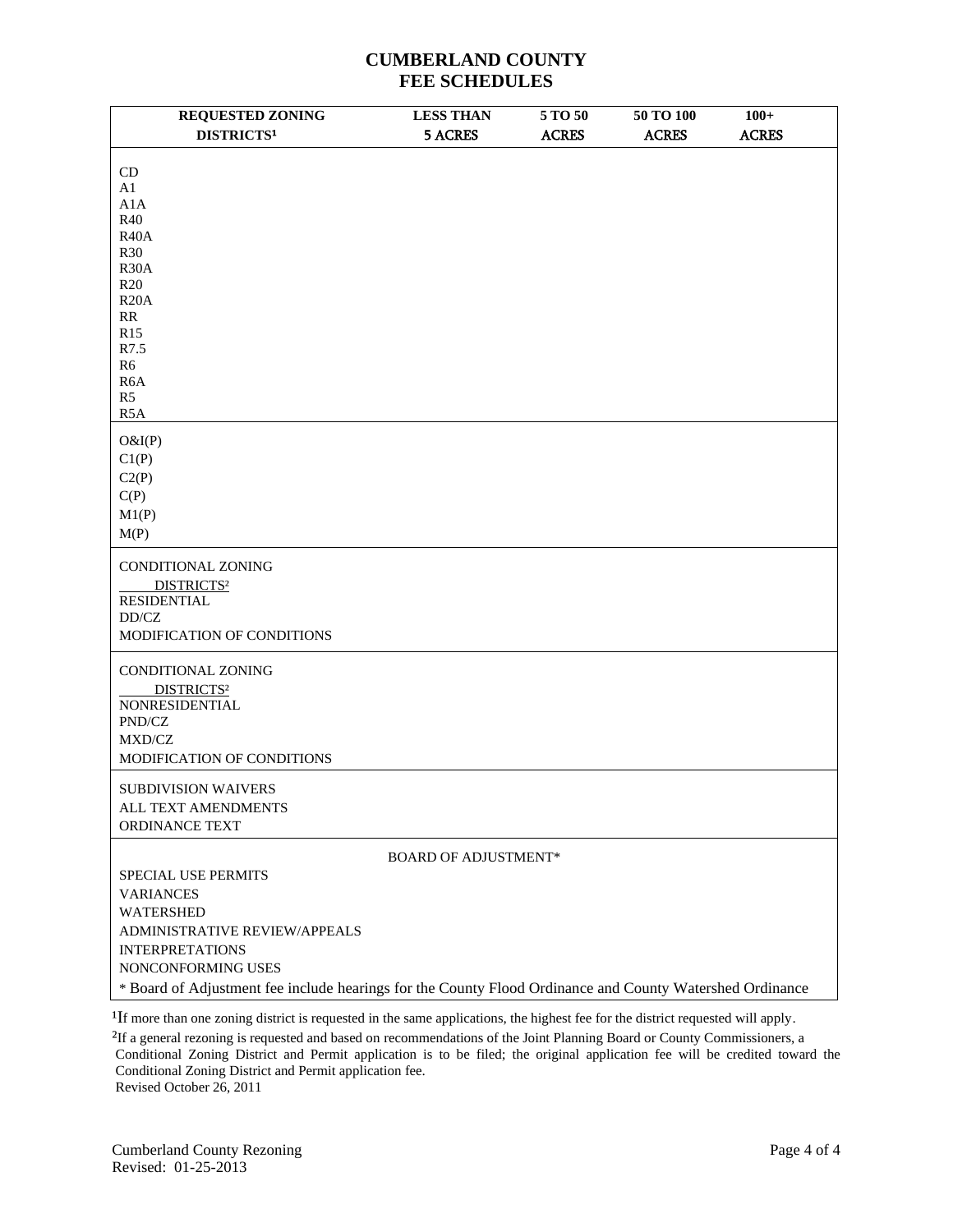# CUMBERLAND COUNTY
# FEE SCHEDULES

| REQUESTED ZONING DISTRICTS[1] | LESS THAN 5 ACRES | 5 TO 50 ACRES | 50 TO 100 ACRES | 100+ ACRES |
|---|---|---|---|---|
| CD<br>A1<br>A1A<br>R40<br>R40A<br>R30<br>R30A<br>R20<br>R20A<br>RR<br>R15<br>R7.5<br>R6<br>R6A<br>R5<br>R5A | | | | |
| O&I(P)<br>C1(P)<br>C2(P)<br>C(P)<br>M1(P)<br>M(P) | | | | |
| CONDITIONAL ZONING DISTRICTS[2]<br>RESIDENTIAL<br>DD/CZ<br>MODIFICATION OF CONDITIONS | | | | |
| CONDITIONAL ZONING DISTRICTS[2]<br>NONRESIDENTIAL<br>PND/CZ<br>MXD/CZ<br>MODIFICATION OF CONDITIONS | | | | |
| SUBDIVISION WAIVERS<br>ALL TEXT AMENDMENTS<br>ORDINANCE TEXT | | | | |
| BOARD OF ADJUSTMENT* | | | | |
| SPECIAL USE PERMITS<br>VARIANCES<br>WATERSHED<br>ADMINISTRATIVE REVIEW/APPEALS<br>INTERPRETATIONS<br>NONCONFORMING USES | | | | |
| * Board of Adjustment fee include hearings for the County Flood Ordinance and County Watershed Ordinance | | | | |

[1]If more than one zoning district is requested in the same applications, the highest fee for the district requested will apply.

[2]If a general rezoning is requested and based on recommendations of the Joint Planning Board or County Commissioners, a Conditional Zoning District and Permit application is to be filed; the original application fee will be credited toward the Conditional Zoning District and Permit application fee.

Revised October 26, 2011

Cumberland County Rezoning
Revised: 01-25-2013